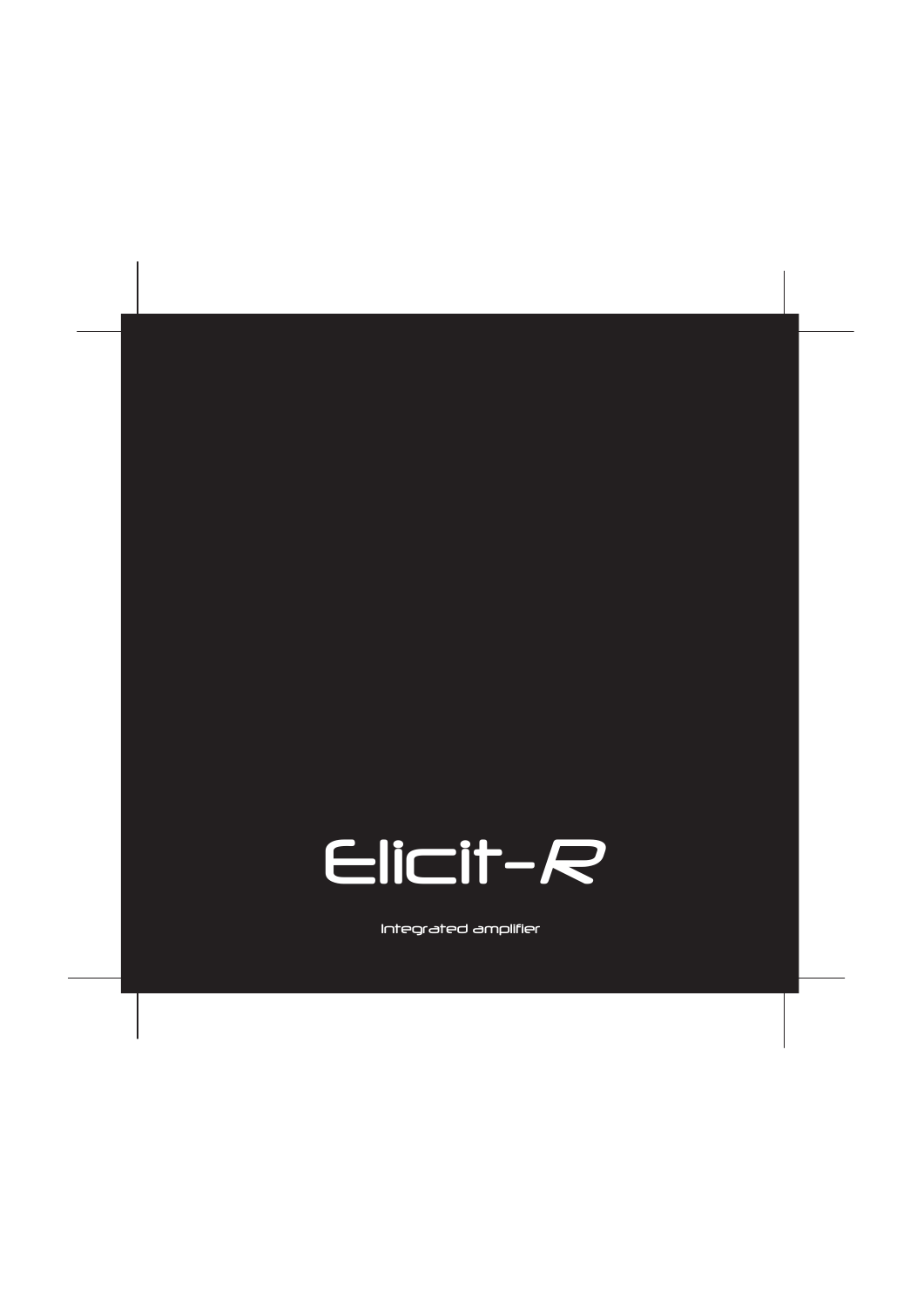# Elicit-R

Integrated amplifier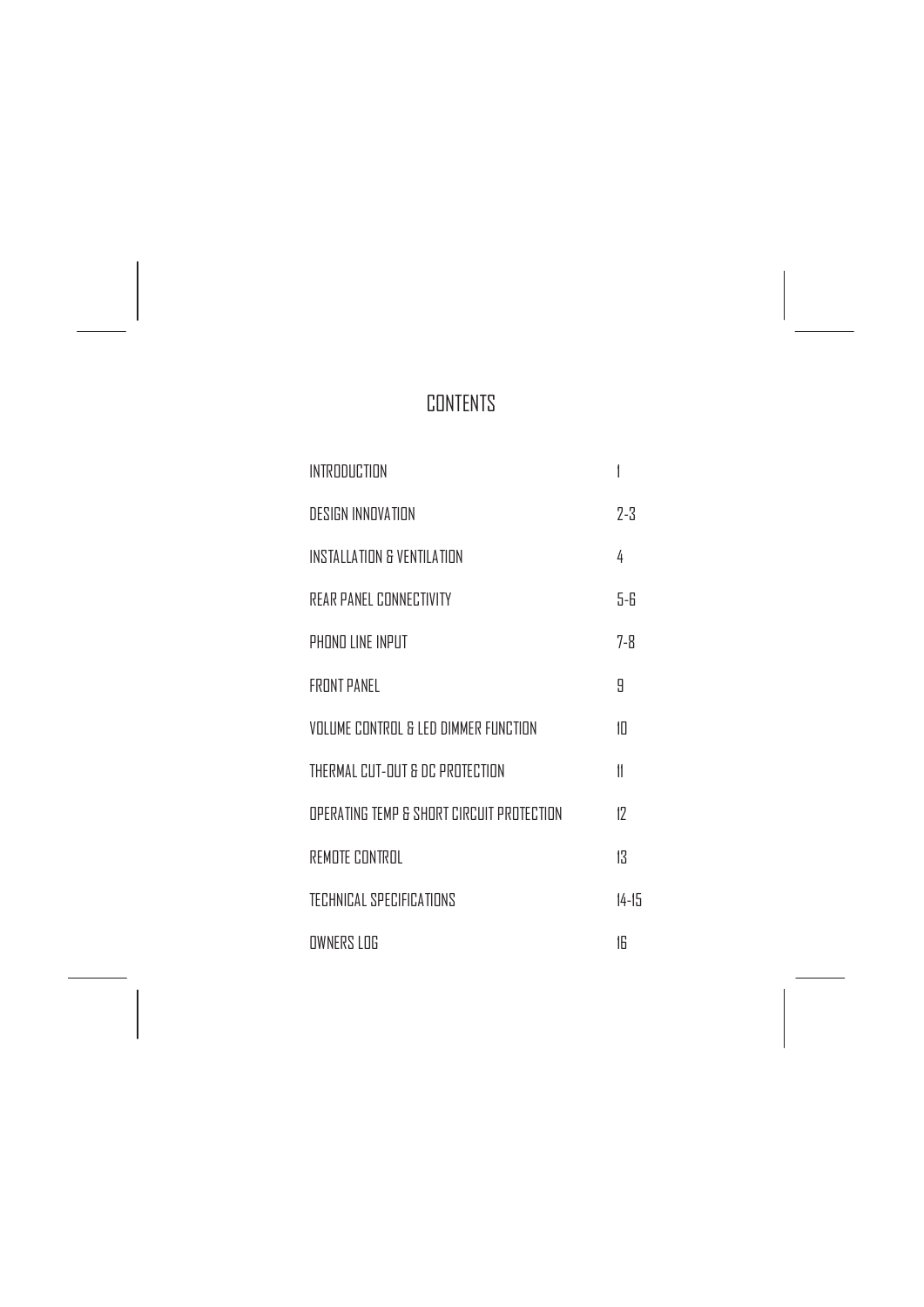# CONTENTS

| | |
|---|---|
| INTRODUCTION | 1 |
| DESIGN INNOVATION | 2-3 |
| INSTALLATION & VENTILATION | 4 |
| REAR PANEL CONNECTIVITY | 5-6 |
| PHONO LINE INPUT | 7-8 |
| FRONT PANEL | 9 |
| VOLUME CONTROL & LED DIMMER FUNCTION | 10 |
| THERMAL CUT-OUT & DC PROTECTION | 11 |
| OPERATING TEMP & SHORT CIRCUIT PROTECTION | 12 |
| REMOTE CONTROL | 13 |
| TECHNICAL SPECIFICATIONS | 14-15 |
| OWNERS LOG | 16 |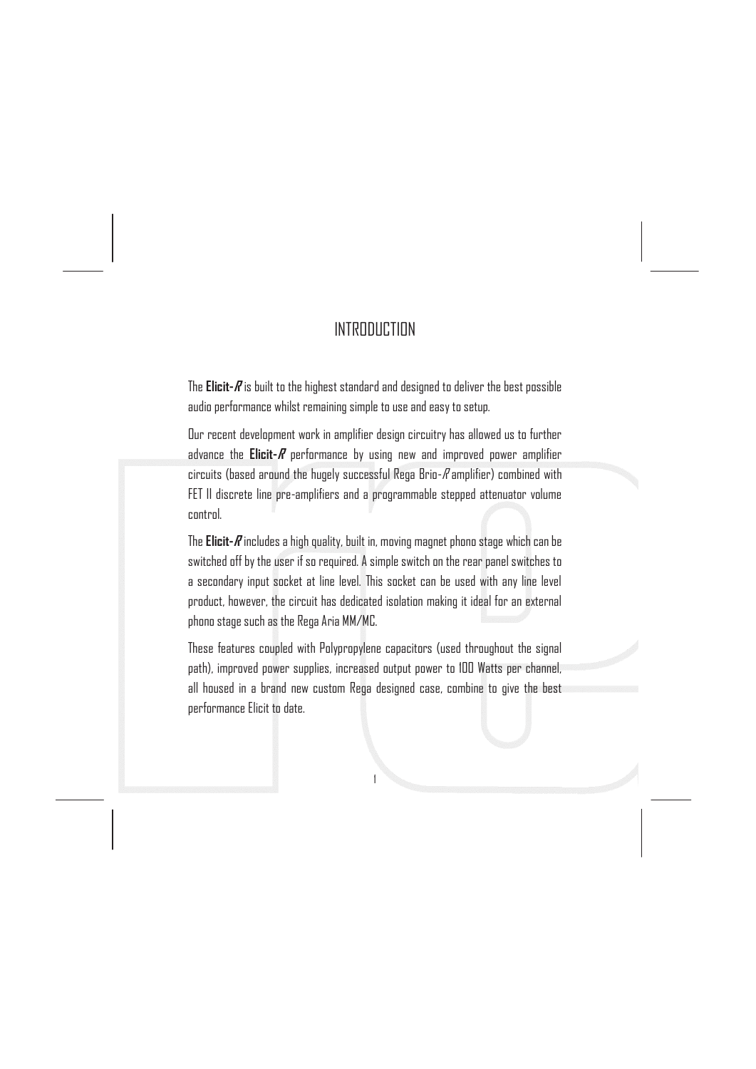# INTRODUCTION

The **Elicit-*R*** is built to the highest standard and designed to deliver the best possible audio performance whilst remaining simple to use and easy to setup.

Our recent development work in amplifier design circuitry has allowed us to further advance the **Elicit-*R*** performance by using new and improved power amplifier circuits (based around the hugely successful Rega Brio-*R* amplifier) combined with FET II discrete line pre-amplifiers and a programmable stepped attenuator volume control.

The **Elicit-*R*** includes a high quality, built in, moving magnet phono stage which can be switched off by the user if so required. A simple switch on the rear panel switches to a secondary input socket at line level. This socket can be used with any line level product, however, the circuit has dedicated isolation making it ideal for an external phono stage such as the Rega Aria MM/MC.

These features coupled with Polypropylene capacitors (used throughout the signal path), improved power supplies, increased output power to 100 Watts per channel, all housed in a brand new custom Rega designed case, combine to give the best performance Elicit to date.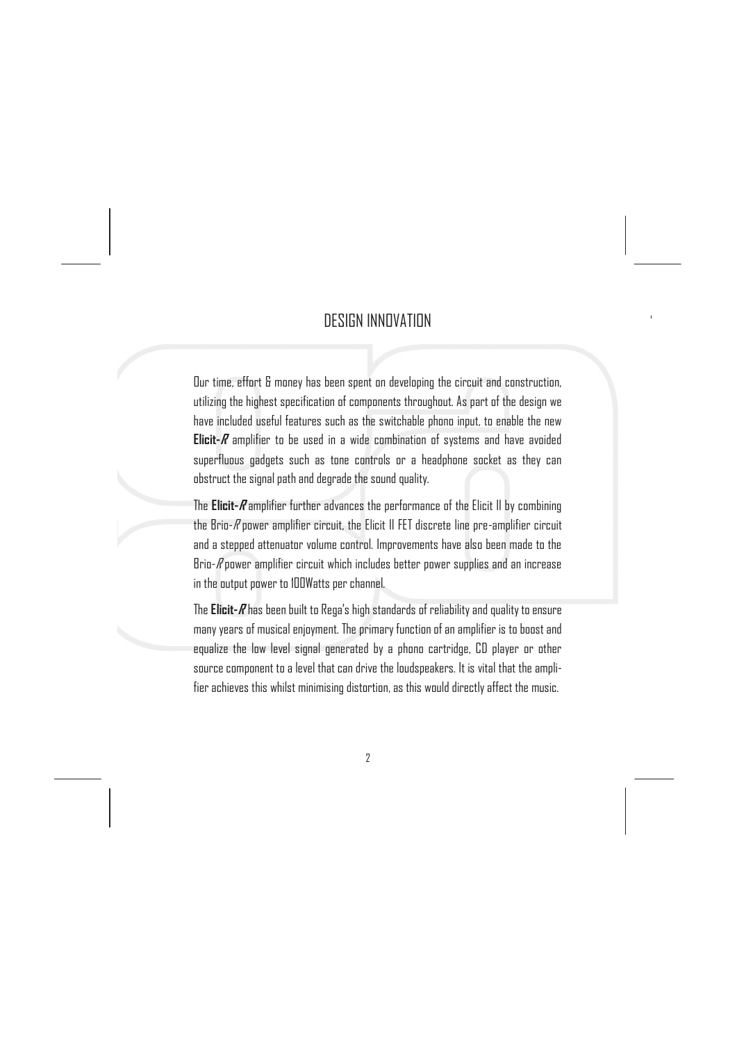## DESIGN INNOVATION

Our time, effort & money has been spent on developing the circuit and construction, utilizing the highest specification of components throughout. As part of the design we have included useful features such as the switchable phono input, to enable the new **Elicit-*R*** amplifier to be used in a wide combination of systems and have avoided superfluous gadgets such as tone controls or a headphone socket as they can obstruct the signal path and degrade the sound quality.

The **Elicit-*R*** amplifier further advances the performance of the Elicit II by combining the Brio-*R* power amplifier circuit, the Elicit II FET discrete line pre-amplifier circuit and a stepped attenuator volume control. Improvements have also been made to the Brio-*R* power amplifier circuit which includes better power supplies and an increase in the output power to 100Watts per channel.

The **Elicit-*R*** has been built to Rega's high standards of reliability and quality to ensure many years of musical enjoyment. The primary function of an amplifier is to boost and equalize the low level signal generated by a phono cartridge, CD player or other source component to a level that can drive the loudspeakers. It is vital that the amplifier achieves this whilst minimising distortion, as this would directly affect the music.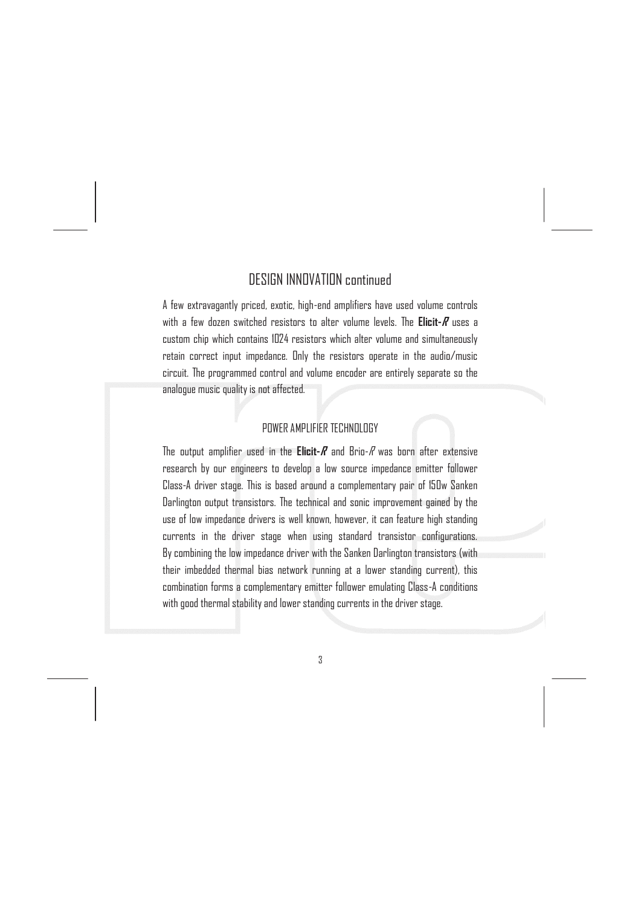## DESIGN INNOVATION continued

A few extravagantly priced, exotic, high-end amplifiers have used volume controls with a few dozen switched resistors to alter volume levels. The **Elicit-*R*** uses a custom chip which contains 1024 resistors which alter volume and simultaneously retain correct input impedance. Only the resistors operate in the audio/music circuit. The programmed control and volume encoder are entirely separate so the analogue music quality is not affected.

### POWER AMPLIFIER TECHNOLOGY

The output amplifier used in the **Elicit-*R*** and Brio-*R* was born after extensive research by our engineers to develop a low source impedance emitter follower Class-A driver stage. This is based around a complementary pair of 150w Sanken Darlington output transistors. The technical and sonic improvement gained by the use of low impedance drivers is well known, however, it can feature high standing currents in the driver stage when using standard transistor configurations. By combining the low impedance driver with the Sanken Darlington transistors (with their imbedded thermal bias network running at a lower standing current), this combination forms a complementary emitter follower emulating Class-A conditions with good thermal stability and lower standing currents in the driver stage.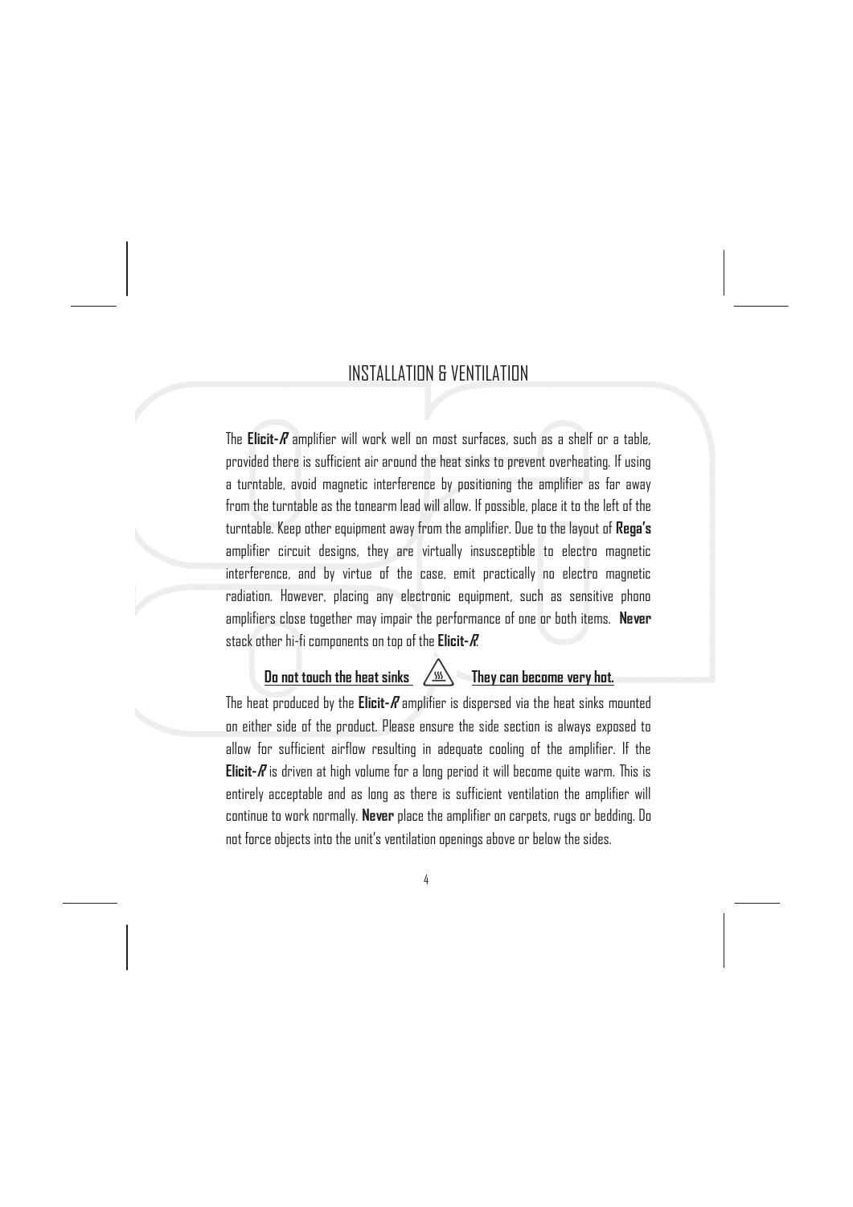## INSTALLATION & VENTILATION

The **Elicit-*R*** amplifier will work well on most surfaces, such as a shelf or a table, provided there is sufficient air around the heat sinks to prevent overheating. If using a turntable, avoid magnetic interference by positioning the amplifier as far away from the turntable as the tonearm lead will allow. If possible, place it to the left of the turntable. Keep other equipment away from the amplifier. Due to the layout of **Rega's** amplifier circuit designs, they are virtually insusceptible to electro magnetic interference, and by virtue of the case, emit practically no electro magnetic radiation. However, placing any electronic equipment, such as sensitive phono amplifiers close together may impair the performance of one or both items. **Never** stack other hi-fi components on top of the **Elicit-*R***.

**Do not touch the heat sinks** ⚠ **They can become very hot.**

The heat produced by the **Elicit-*R*** amplifier is dispersed via the heat sinks mounted on either side of the product. Please ensure the side section is always exposed to allow for sufficient airflow resulting in adequate cooling of the amplifier. If the **Elicit-*R*** is driven at high volume for a long period it will become quite warm. This is entirely acceptable and as long as there is sufficient ventilation the amplifier will continue to work normally. **Never** place the amplifier on carpets, rugs or bedding. Do not force objects into the unit's ventilation openings above or below the sides.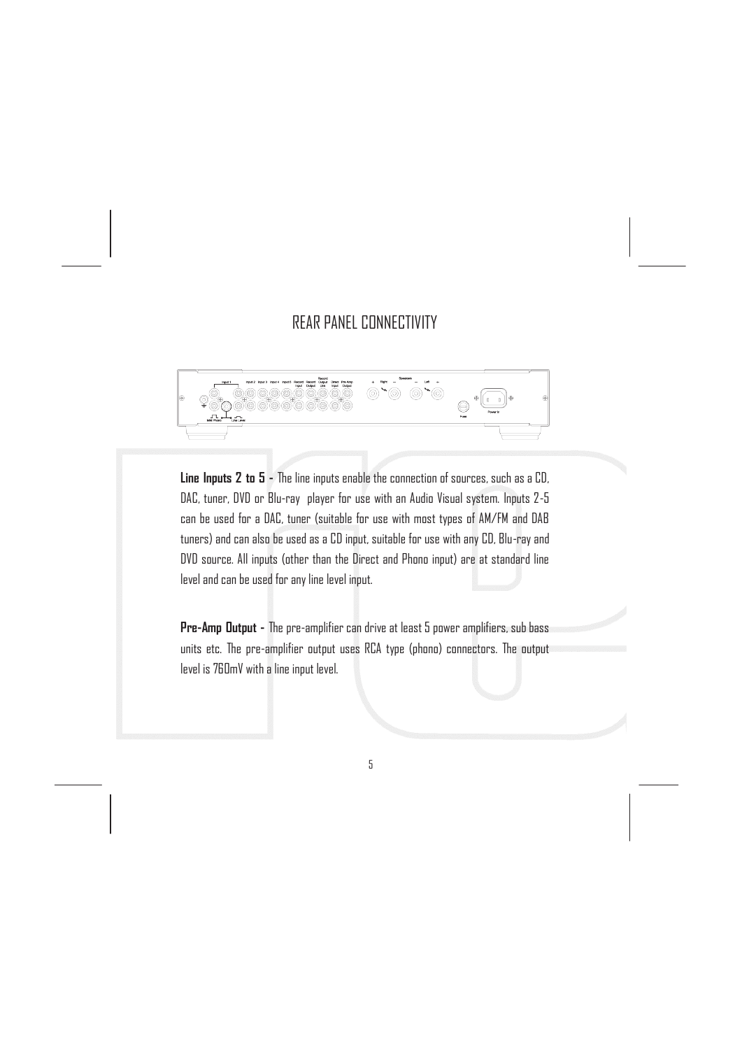# REAR PANEL CONNECTIVITY

**Line Inputs 2 to 5 -** The line inputs enable the connection of sources, such as a CD, DAC, tuner, DVD or Blu-ray player for use with an Audio Visual system. Inputs 2-5 can be used for a DAC, tuner (suitable for use with most types of AM/FM and DAB tuners) and can also be used as a CD input, suitable for use with any CD, Blu-ray and DVD source. All inputs (other than the Direct and Phono input) are at standard line level and can be used for any line level input.

**Pre-Amp Output -** The pre-amplifier can drive at least 5 power amplifiers, sub bass units etc. The pre-amplifier output uses RCA type (phono) connectors. The output level is 760mV with a line input level.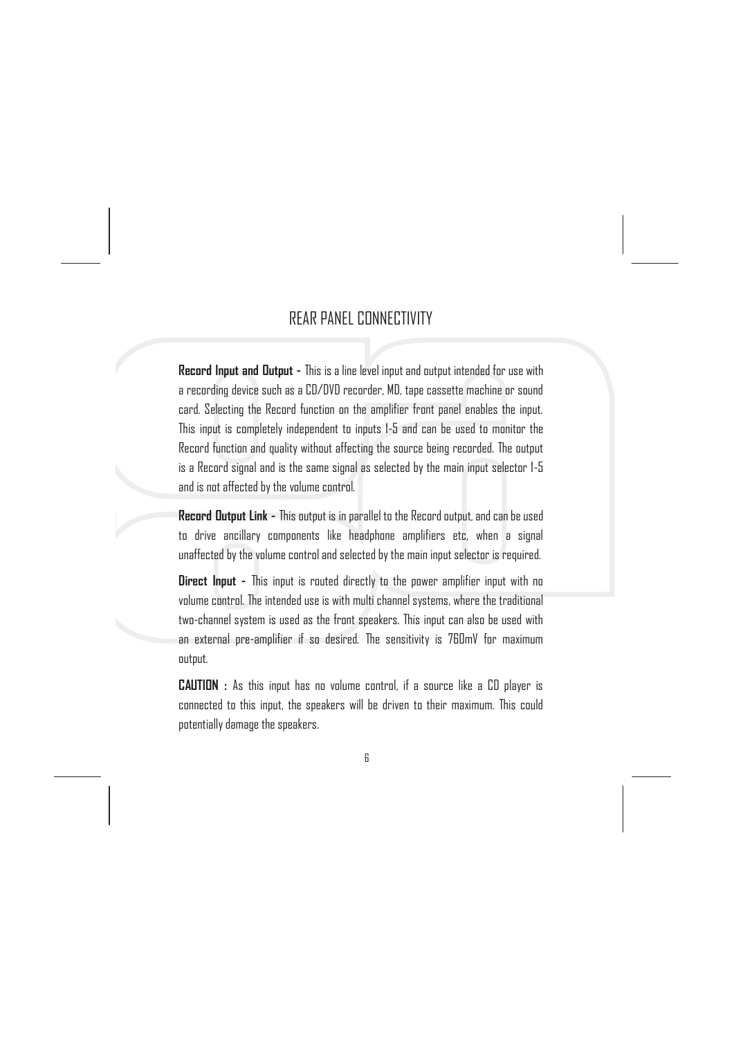## REAR PANEL CONNECTIVITY

**Record Input and Output -** This is a line level input and output intended for use with a recording device such as a CD/DVD recorder, MD, tape cassette machine or sound card. Selecting the Record function on the amplifier front panel enables the input. This input is completely independent to inputs 1-5 and can be used to monitor the Record function and quality without affecting the source being recorded. The output is a Record signal and is the same signal as selected by the main input selector 1-5 and is not affected by the volume control.

**Record Output Link -** This output is in parallel to the Record output, and can be used to drive ancillary components like headphone amplifiers etc, when a signal unaffected by the volume control and selected by the main input selector is required.

**Direct Input -** This input is routed directly to the power amplifier input with no volume control. The intended use is with multi channel systems, where the traditional two-channel system is used as the front speakers. This input can also be used with an external pre-amplifier if so desired. The sensitivity is 760mV for maximum output.

**CAUTION :** As this input has no volume control, if a source like a CD player is connected to this input, the speakers will be driven to their maximum. This could potentially damage the speakers.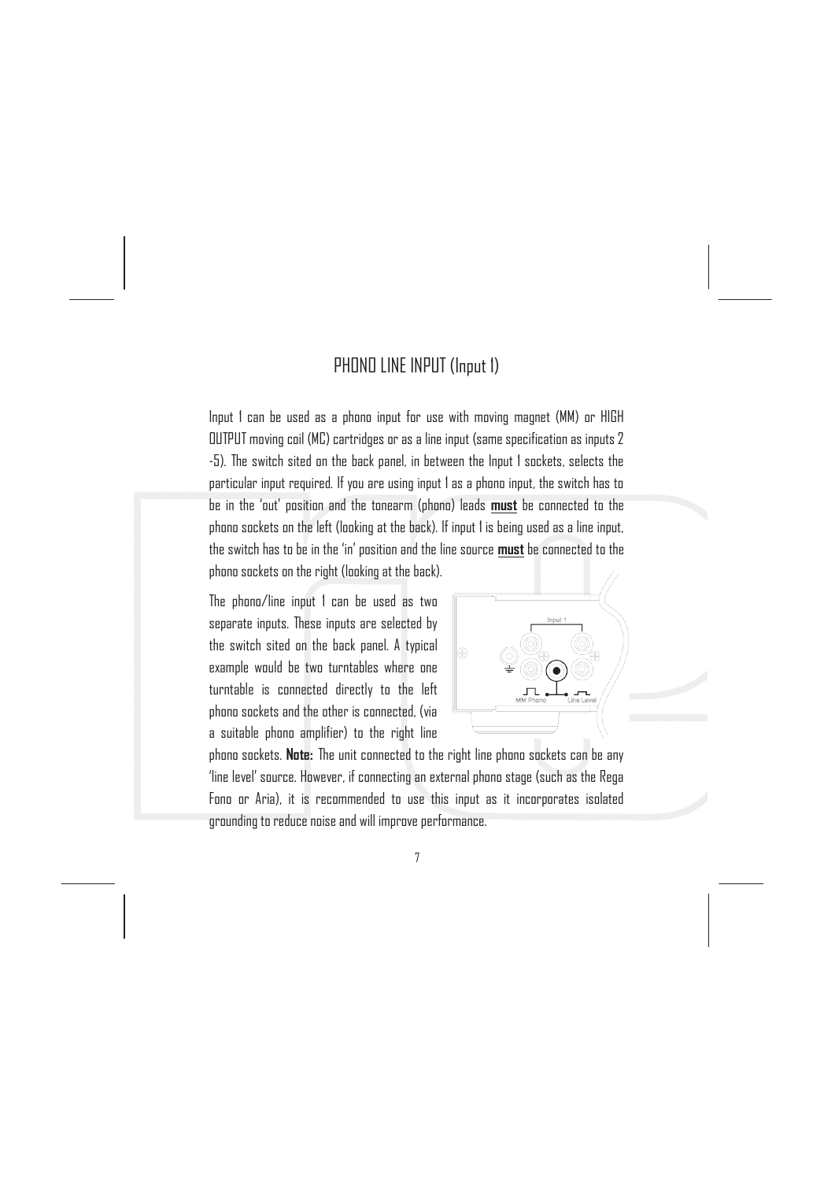# PHONO LINE INPUT (Input 1)

Input 1 can be used as a phono input for use with moving magnet (MM) or HIGH OUTPUT moving coil (MC) cartridges or as a line input (same specification as inputs 2 -5). The switch sited on the back panel, in between the Input 1 sockets, selects the particular input required. If you are using input 1 as a phono input, the switch has to be in the 'out' position and the tonearm (phono) leads **must** be connected to the phono sockets on the left (looking at the back). If input 1 is being used as a line input, the switch has to be in the 'in' position and the line source **must** be connected to the phono sockets on the right (looking at the back).

The phono/line input 1 can be used as two separate inputs. These inputs are selected by the switch sited on the back panel. A typical example would be two turntables where one turntable is connected directly to the left phono sockets and the other is connected, (via a suitable phono amplifier) to the right line phono sockets. **Note:** The unit connected to the right line phono sockets can be any 'line level' source. However, if connecting an external phono stage (such as the Rega Fono or Aria), it is recommended to use this input as it incorporates isolated grounding to reduce noise and will improve performance.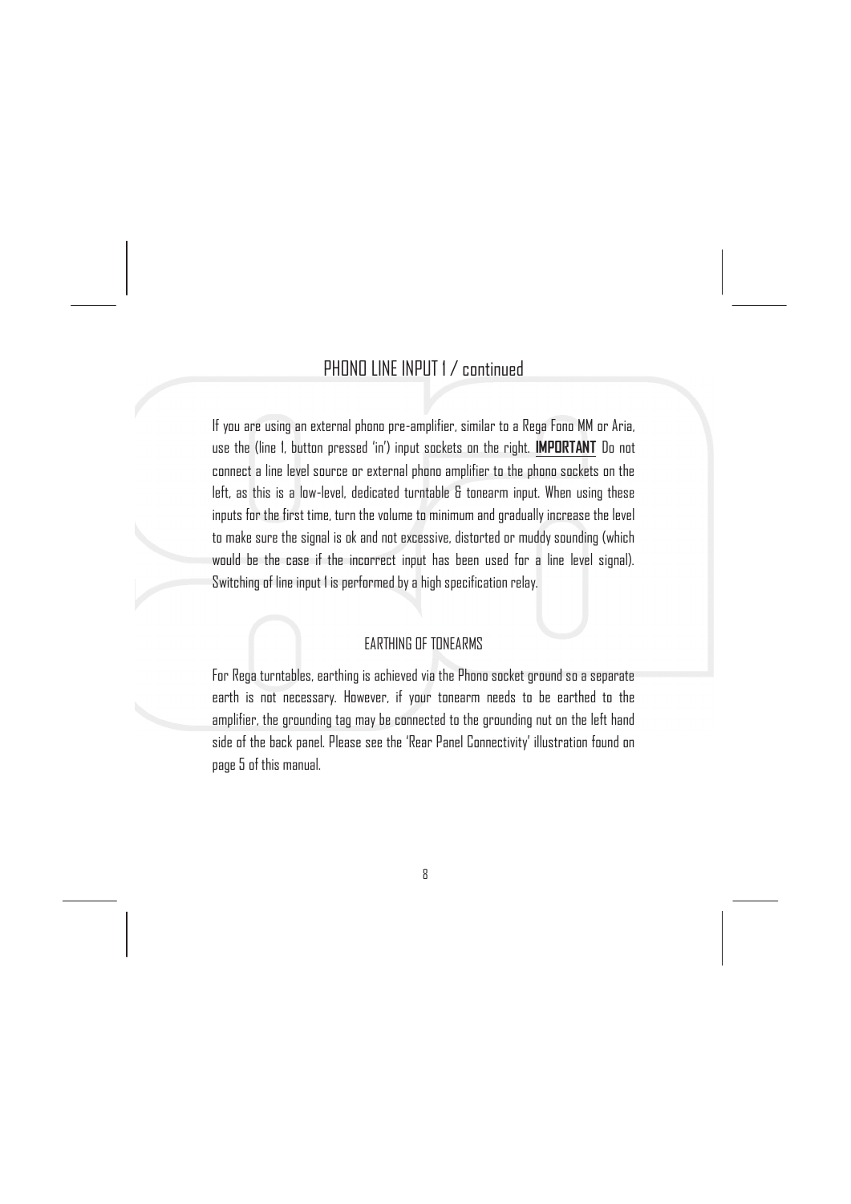## PHONO LINE INPUT 1 / continued

If you are using an external phono pre-amplifier, similar to a Rega Fono MM or Aria, use the (line 1, button pressed 'in') input sockets on the right. **IMPORTANT** Do not connect a line level source or external phono amplifier to the phono sockets on the left, as this is a low-level, dedicated turntable & tonearm input. When using these inputs for the first time, turn the volume to minimum and gradually increase the level to make sure the signal is ok and not excessive, distorted or muddy sounding (which would be the case if the incorrect input has been used for a line level signal). Switching of line input 1 is performed by a high specification relay.

### EARTHING OF TONEARMS

For Rega turntables, earthing is achieved via the Phono socket ground so a separate earth is not necessary. However, if your tonearm needs to be earthed to the amplifier, the grounding tag may be connected to the grounding nut on the left hand side of the back panel. Please see the 'Rear Panel Connectivity' illustration found on page 5 of this manual.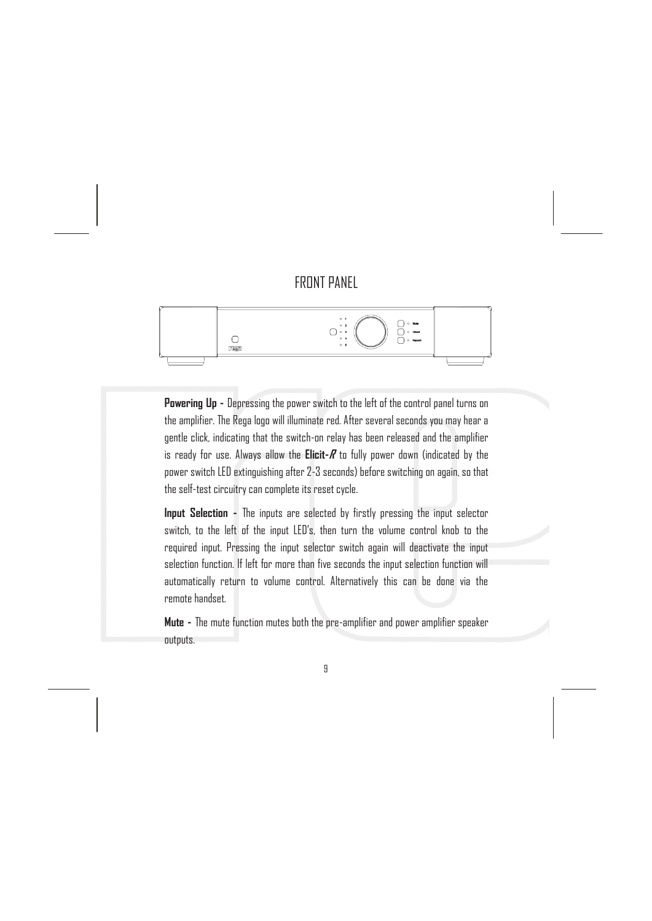## FRONT PANEL

**Powering Up -** Depressing the power switch to the left of the control panel turns on the amplifier. The Rega logo will illuminate red. After several seconds you may hear a gentle click, indicating that the switch-on relay has been released and the amplifier is ready for use. Always allow the **Elicit-*R*** to fully power down (indicated by the power switch LED extinguishing after 2-3 seconds) before switching on again, so that the self-test circuitry can complete its reset cycle.

**Input Selection -** The inputs are selected by firstly pressing the input selector switch, to the left of the input LED's, then turn the volume control knob to the required input. Pressing the input selector switch again will deactivate the input selection function. If left for more than five seconds the input selection function will automatically return to volume control. Alternatively this can be done via the remote handset.

**Mute -** The mute function mutes both the pre-amplifier and power amplifier speaker outputs.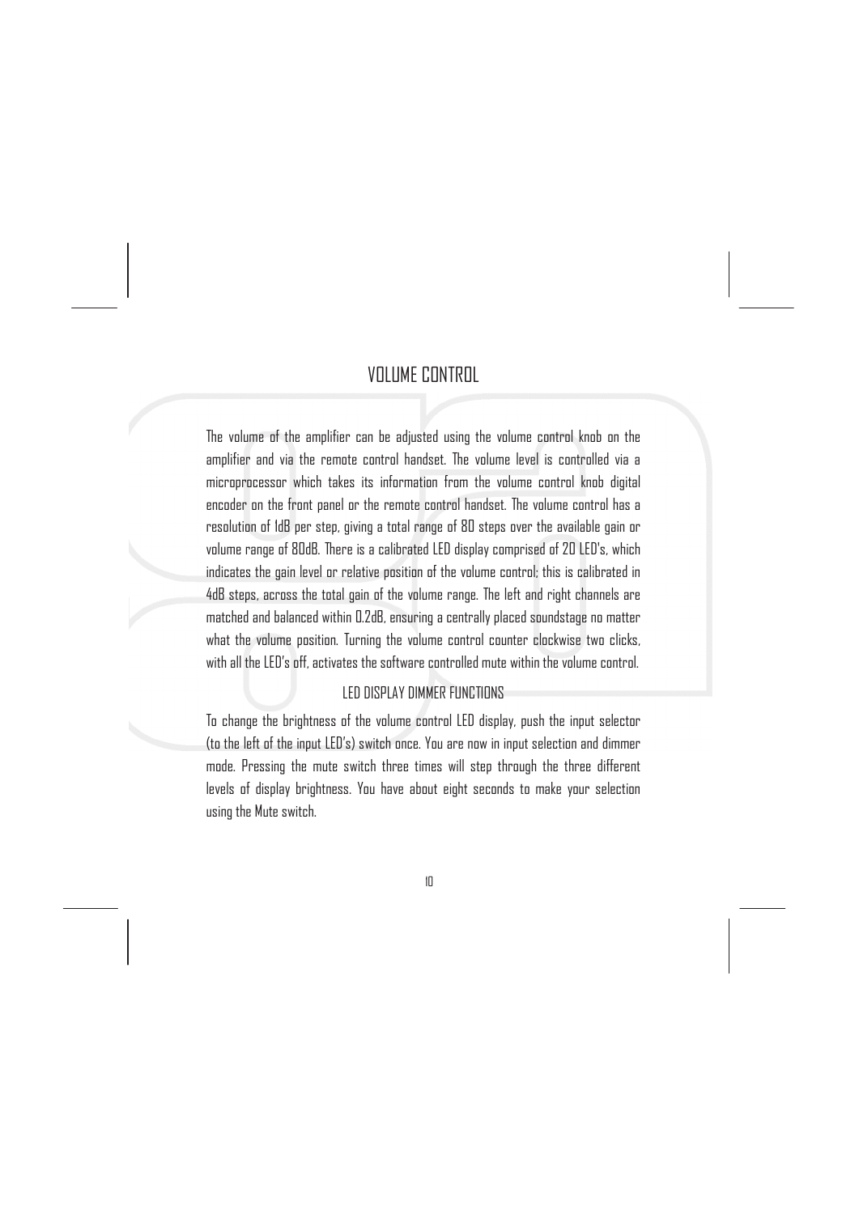# VOLUME CONTROL

The volume of the amplifier can be adjusted using the volume control knob on the amplifier and via the remote control handset. The volume level is controlled via a microprocessor which takes its information from the volume control knob digital encoder on the front panel or the remote control handset. The volume control has a resolution of 1dB per step, giving a total range of 80 steps over the available gain or volume range of 80dB. There is a calibrated LED display comprised of 20 LED's, which indicates the gain level or relative position of the volume control; this is calibrated in 4dB steps, across the total gain of the volume range. The left and right channels are matched and balanced within 0.2dB, ensuring a centrally placed soundstage no matter what the volume position. Turning the volume control counter clockwise two clicks, with all the LED's off, activates the software controlled mute within the volume control.

## LED DISPLAY DIMMER FUNCTIONS

To change the brightness of the volume control LED display, push the input selector (to the left of the input LED's) switch once. You are now in input selection and dimmer mode. Pressing the mute switch three times will step through the three different levels of display brightness. You have about eight seconds to make your selection using the Mute switch.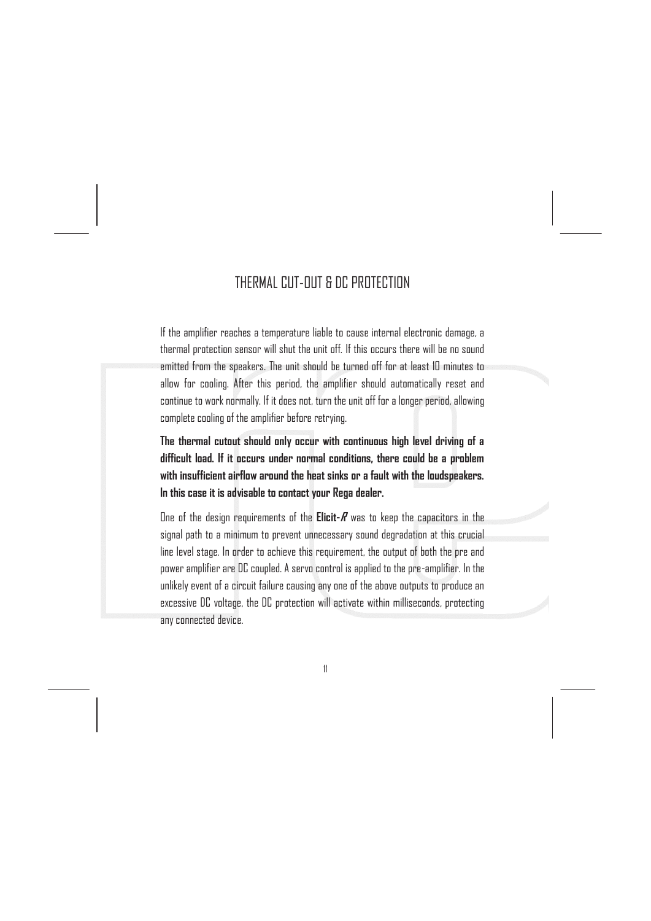# THERMAL CUT-OUT & DC PROTECTION

If the amplifier reaches a temperature liable to cause internal electronic damage, a thermal protection sensor will shut the unit off. If this occurs there will be no sound emitted from the speakers. The unit should be turned off for at least 10 minutes to allow for cooling. After this period, the amplifier should automatically reset and continue to work normally. If it does not, turn the unit off for a longer period, allowing complete cooling of the amplifier before retrying.

**The thermal cutout should only occur with continuous high level driving of a difficult load. If it occurs under normal conditions, there could be a problem with insufficient airflow around the heat sinks or a fault with the loudspeakers. In this case it is advisable to contact your Rega dealer.**

One of the design requirements of the **Elicit-*R*** was to keep the capacitors in the signal path to a minimum to prevent unnecessary sound degradation at this crucial line level stage. In order to achieve this requirement, the output of both the pre and power amplifier are DC coupled. A servo control is applied to the pre-amplifier. In the unlikely event of a circuit failure causing any one of the above outputs to produce an excessive DC voltage, the DC protection will activate within milliseconds, protecting any connected device.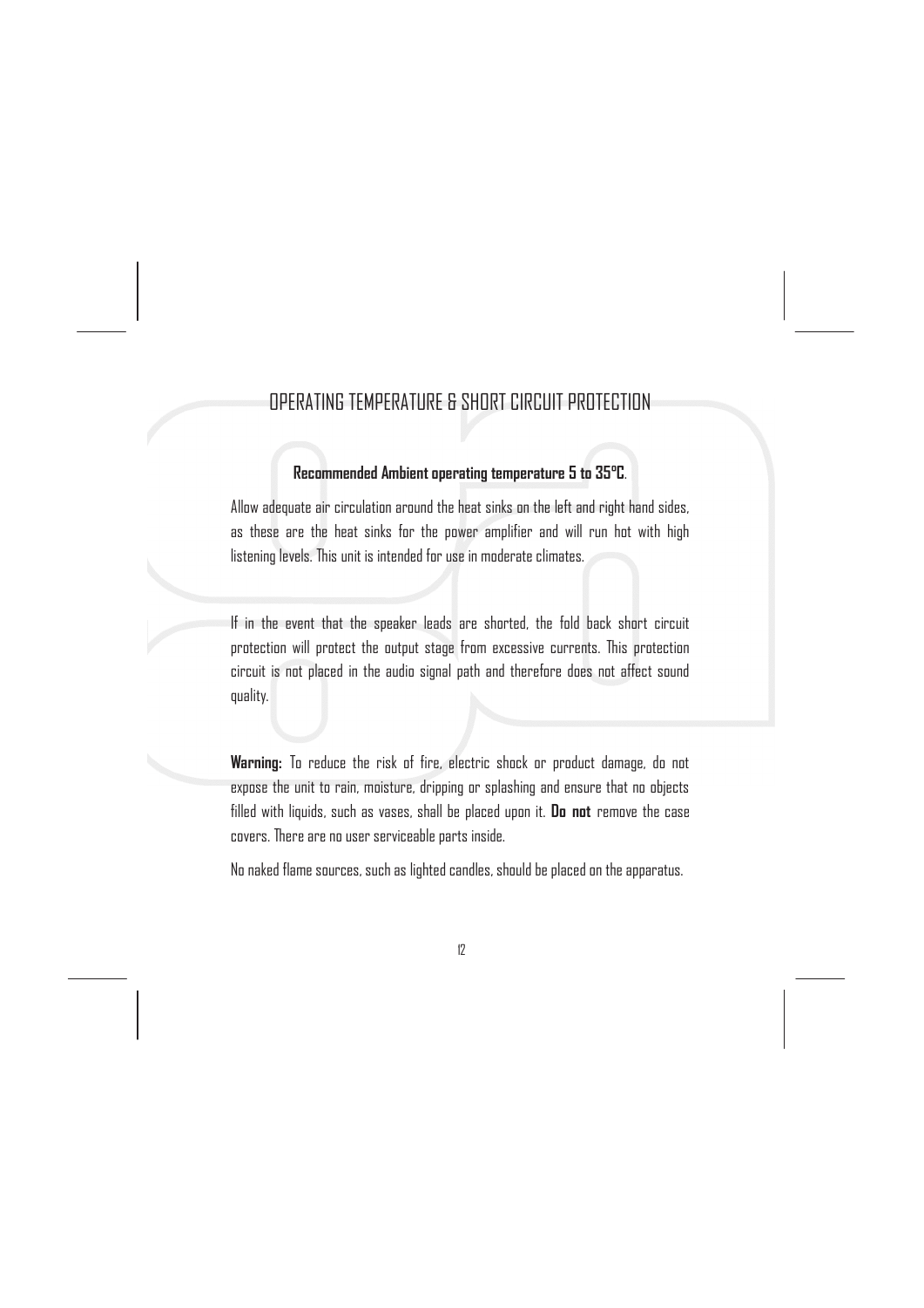# OPERATING TEMPERATURE & SHORT CIRCUIT PROTECTION

**Recommended Ambient operating temperature 5 to 35°C**.

Allow adequate air circulation around the heat sinks on the left and right hand sides, as these are the heat sinks for the power amplifier and will run hot with high listening levels. This unit is intended for use in moderate climates.

If in the event that the speaker leads are shorted, the fold back short circuit protection will protect the output stage from excessive currents. This protection circuit is not placed in the audio signal path and therefore does not affect sound quality.

**Warning:** To reduce the risk of fire, electric shock or product damage, do not expose the unit to rain, moisture, dripping or splashing and ensure that no objects filled with liquids, such as vases, shall be placed upon it. **Do not** remove the case covers. There are no user serviceable parts inside.

No naked flame sources, such as lighted candles, should be placed on the apparatus.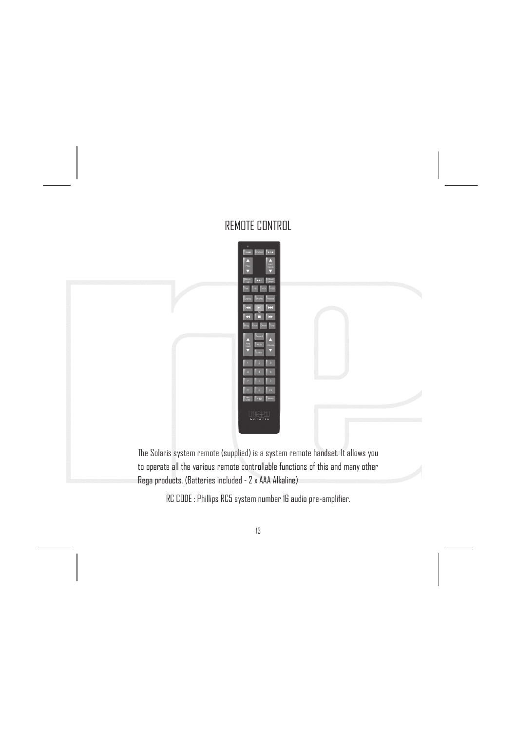# REMOTE CONTROL

The Solaris system remote (supplied) is a system remote handset. It allows you to operate all the various remote controllable functions of this and many other Rega products. (Batteries included - 2 x AAA Alkaline)

RC CODE : Phillips RC5 system number 16 audio pre-amplifier.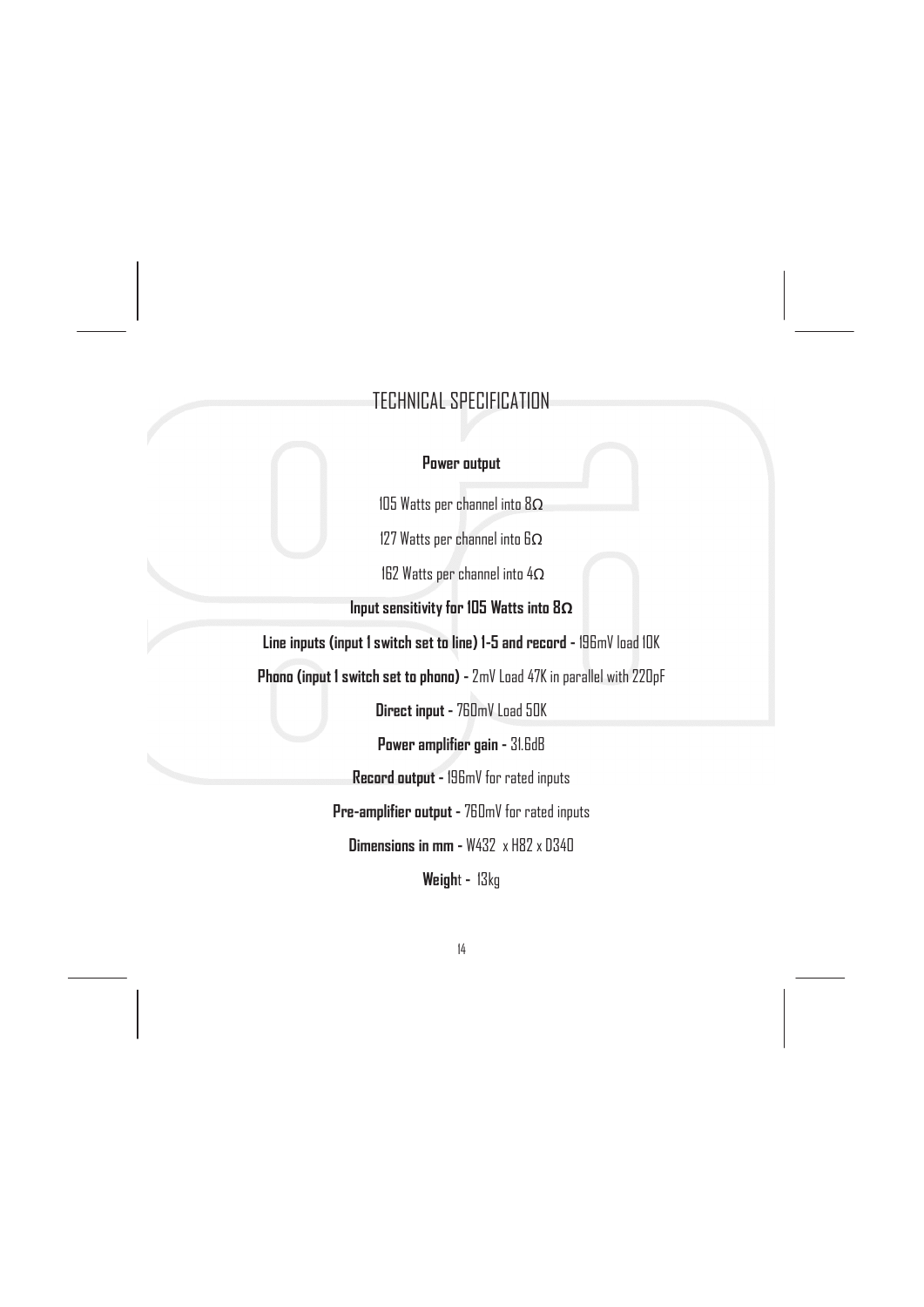# TECHNICAL SPECIFICATION

**Power output**

105 Watts per channel into 8Ω

127 Watts per channel into 6Ω

162 Watts per channel into 4Ω

**Input sensitivity for 105 Watts into 8Ω**

**Line inputs (input 1 switch set to line) 1-5 and record -** 196mV load 10K

**Phono (input 1 switch set to phono) -** 2mV Load 47K in parallel with 220pF

**Direct input -** 760mV Load 50K

**Power amplifier gain -** 31.6dB

**Record output -** 196mV for rated inputs

**Pre-amplifier output -** 760mV for rated inputs

**Dimensions in mm -** W432 x H82 x D340

**Weigh**t - 13kg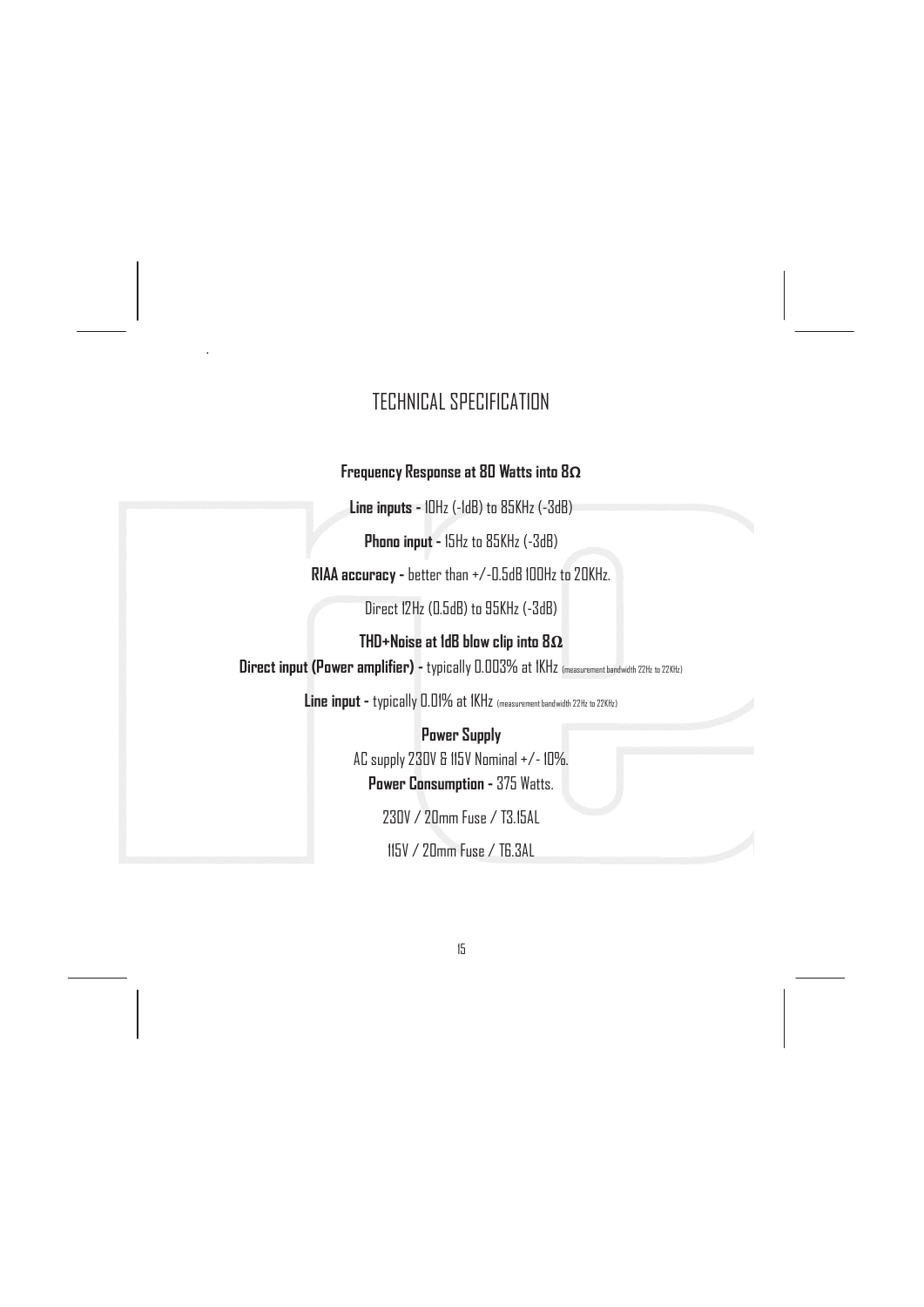# TECHNICAL SPECIFICATION

**Frequency Response at 80 Watts into 8Ω**

**Line inputs -** 10Hz (-1dB) to 85KHz (-3dB)

**Phono input -** 15Hz to 85KHz (-3dB)

**RIAA accuracy -** better than +/-0.5dB 100Hz to 20KHz.

Direct 12Hz (0.5dB) to 95KHz (-3dB)

**THD+Noise at 1dB blow clip into 8Ω**

**Direct input (Power amplifier) -** typically 0.003% at 1KHz (measurement bandwidth 22Hz to 22KHz)

**Line input -** typically 0.01% at 1KHz (measurement bandwidth 22Hz to 22KHz)

**Power Supply**

AC supply 230V & 115V Nominal +/- 10%.

**Power Consumption -** 375 Watts.

230V / 20mm Fuse / T3.15AL

115V / 20mm Fuse / T6.3AL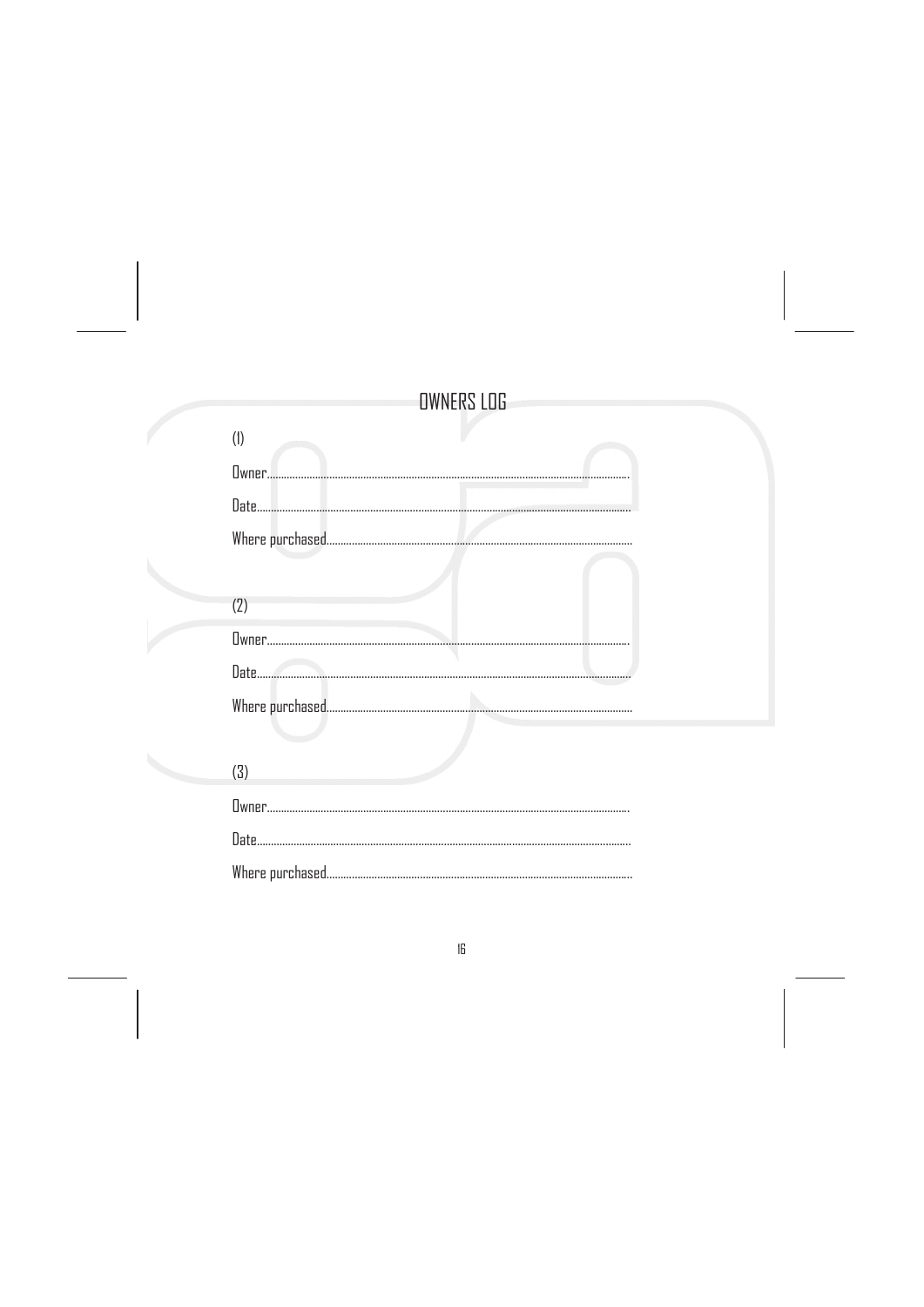# OWNERS LOG

(1)

Owner..............................................................................................................................

Date.................................................................................................................................

Where purchased..........................................................................................................

(2)

Owner..............................................................................................................................

Date.................................................................................................................................

Where purchased..........................................................................................................

(3)

Owner..............................................................................................................................

Date.................................................................................................................................

Where purchased..........................................................................................................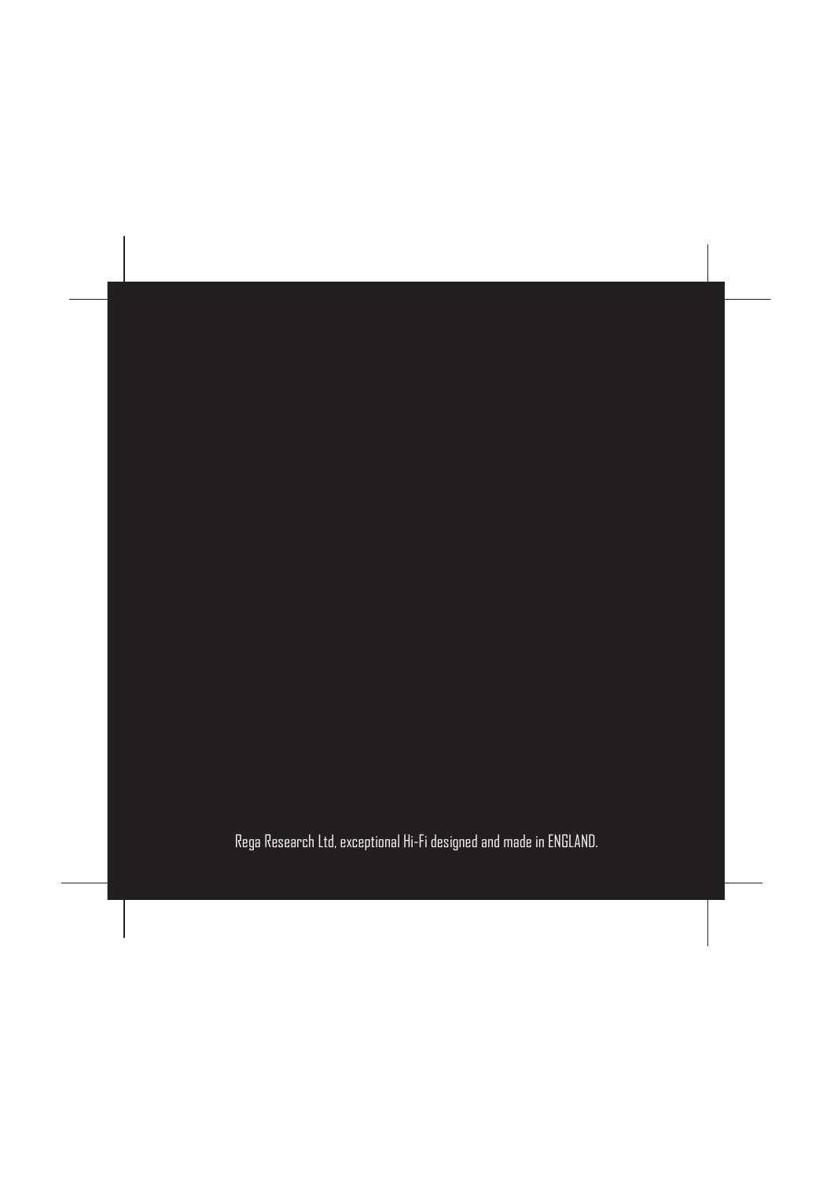Rega Research Ltd, exceptional Hi-Fi designed and made in ENGLAND.